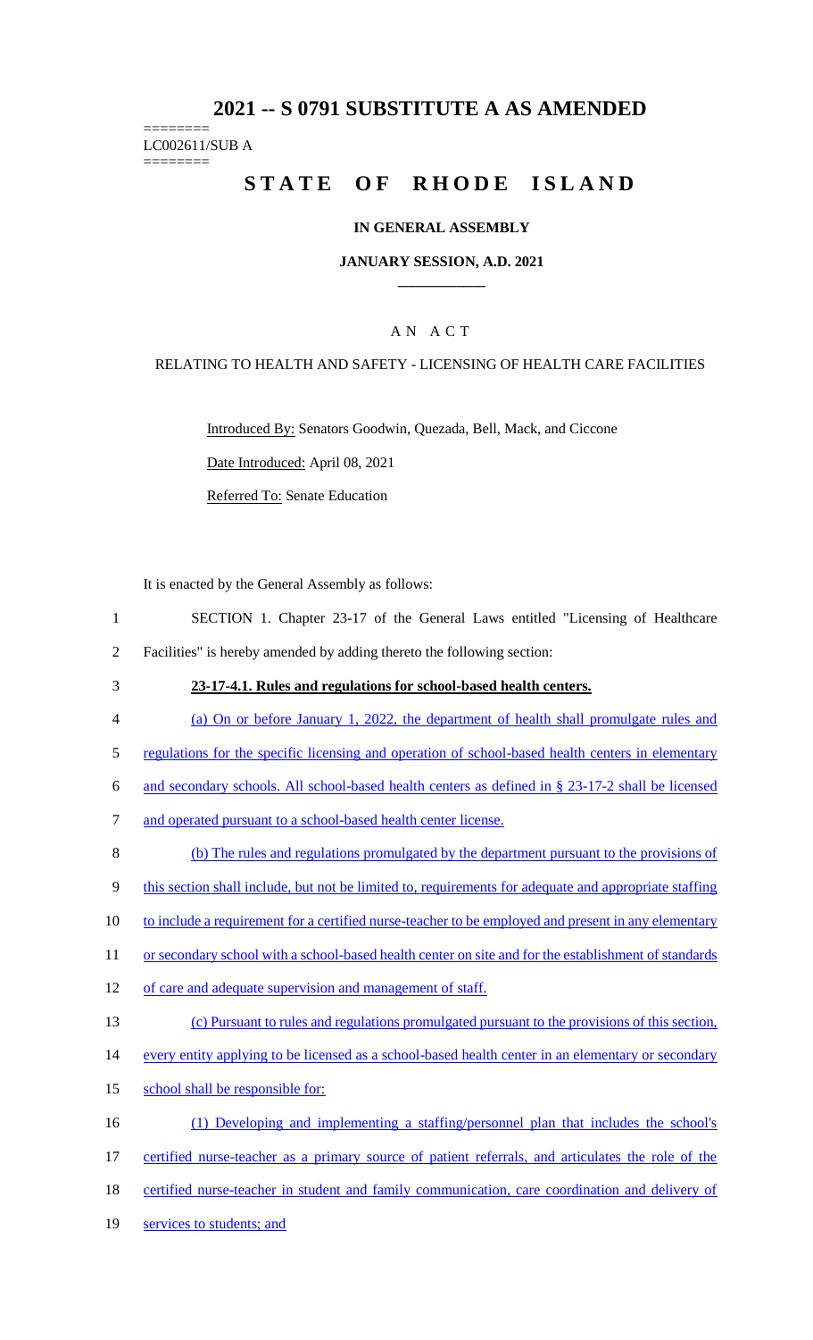# 2021 -- S 0791 SUBSTITUTE A AS AMENDED

========
LC002611/SUB A
========

# STATE OF RHODE ISLAND

### IN GENERAL ASSEMBLY

### JANUARY SESSION, A.D. 2021

## A N A C T

### RELATING TO HEALTH AND SAFETY - LICENSING OF HEALTH CARE FACILITIES

Introduced By: Senators Goodwin, Quezada, Bell, Mack, and Ciccone

Date Introduced: April 08, 2021

Referred To: Senate Education

It is enacted by the General Assembly as follows:

1 SECTION 1. Chapter 23-17 of the General Laws entitled "Licensing of Healthcare
2 Facilities" is hereby amended by adding thereto the following section:

3 **23-17-4.1. Rules and regulations for school-based health centers.**

4 (a) On or before January 1, 2022, the department of health shall promulgate rules and
5 regulations for the specific licensing and operation of school-based health centers in elementary
6 and secondary schools. All school-based health centers as defined in § 23-17-2 shall be licensed
7 and operated pursuant to a school-based health center license.

8 (b) The rules and regulations promulgated by the department pursuant to the provisions of
9 this section shall include, but not be limited to, requirements for adequate and appropriate staffing
10 to include a requirement for a certified nurse-teacher to be employed and present in any elementary
11 or secondary school with a school-based health center on site and for the establishment of standards
12 of care and adequate supervision and management of staff.

13 (c) Pursuant to rules and regulations promulgated pursuant to the provisions of this section,
14 every entity applying to be licensed as a school-based health center in an elementary or secondary
15 school shall be responsible for:

16 (1) Developing and implementing a staffing/personnel plan that includes the school's
17 certified nurse-teacher as a primary source of patient referrals, and articulates the role of the
18 certified nurse-teacher in student and family communication, care coordination and delivery of
19 services to students; and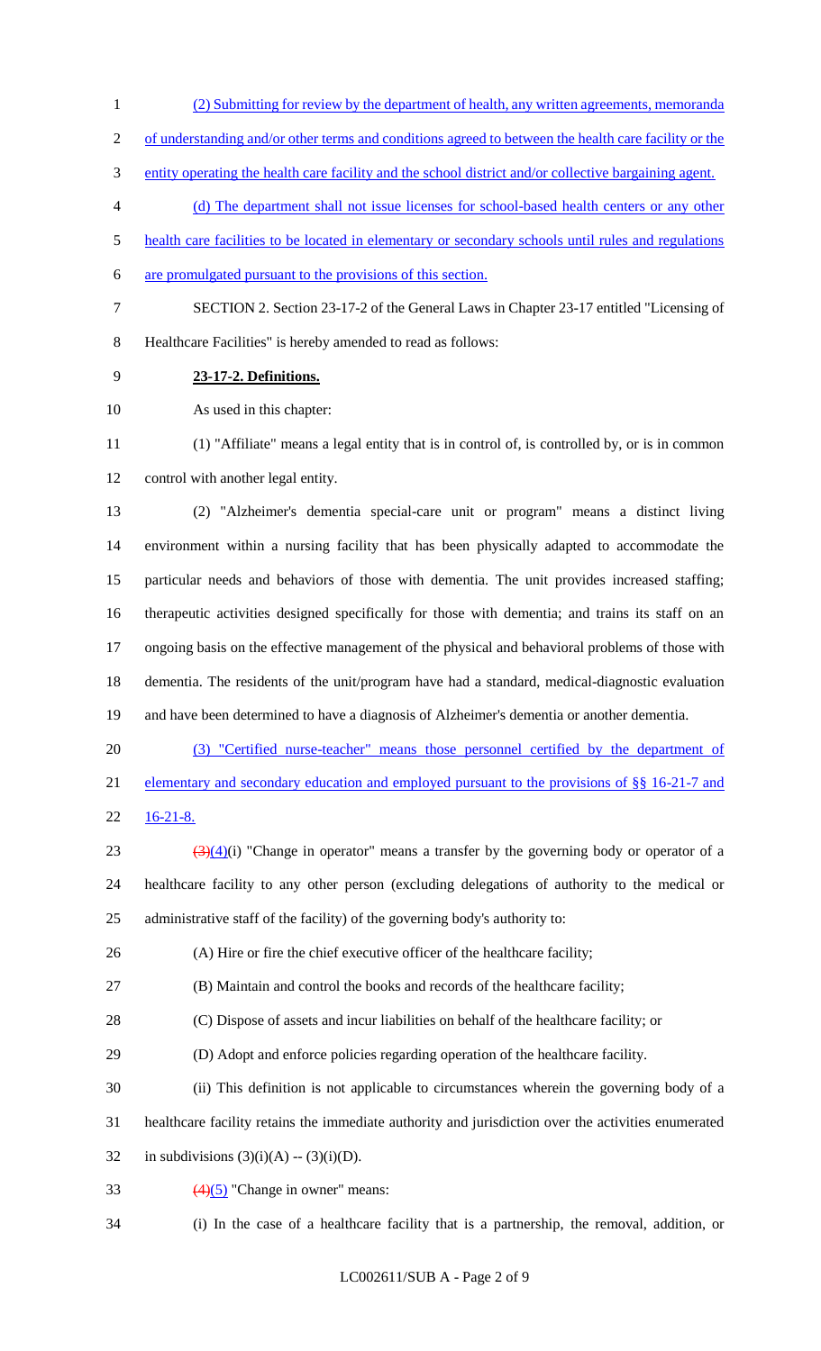(2) Submitting for review by the department of health, any written agreements, memoranda of understanding and/or other terms and conditions agreed to between the health care facility or the entity operating the health care facility and the school district and/or collective bargaining agent.

(d) The department shall not issue licenses for school-based health centers or any other health care facilities to be located in elementary or secondary schools until rules and regulations are promulgated pursuant to the provisions of this section.

SECTION 2. Section 23-17-2 of the General Laws in Chapter 23-17 entitled "Licensing of Healthcare Facilities" is hereby amended to read as follows:

**23-17-2. Definitions.**

As used in this chapter:

(1) "Affiliate" means a legal entity that is in control of, is controlled by, or is in common control with another legal entity.

(2) "Alzheimer's dementia special-care unit or program" means a distinct living environment within a nursing facility that has been physically adapted to accommodate the particular needs and behaviors of those with dementia. The unit provides increased staffing; therapeutic activities designed specifically for those with dementia; and trains its staff on an ongoing basis on the effective management of the physical and behavioral problems of those with dementia. The residents of the unit/program have had a standard, medical-diagnostic evaluation and have been determined to have a diagnosis of Alzheimer's dementia or another dementia.

(3) "Certified nurse-teacher" means those personnel certified by the department of elementary and secondary education and employed pursuant to the provisions of §§ 16-21-7 and 16-21-8.

~~(3)~~(4)(i) "Change in operator" means a transfer by the governing body or operator of a healthcare facility to any other person (excluding delegations of authority to the medical or administrative staff of the facility) of the governing body's authority to:

(A) Hire or fire the chief executive officer of the healthcare facility;

(B) Maintain and control the books and records of the healthcare facility;

(C) Dispose of assets and incur liabilities on behalf of the healthcare facility; or

(D) Adopt and enforce policies regarding operation of the healthcare facility.

(ii) This definition is not applicable to circumstances wherein the governing body of a healthcare facility retains the immediate authority and jurisdiction over the activities enumerated in subdivisions (3)(i)(A) -- (3)(i)(D).

~~(4)~~(5) "Change in owner" means:

(i) In the case of a healthcare facility that is a partnership, the removal, addition, or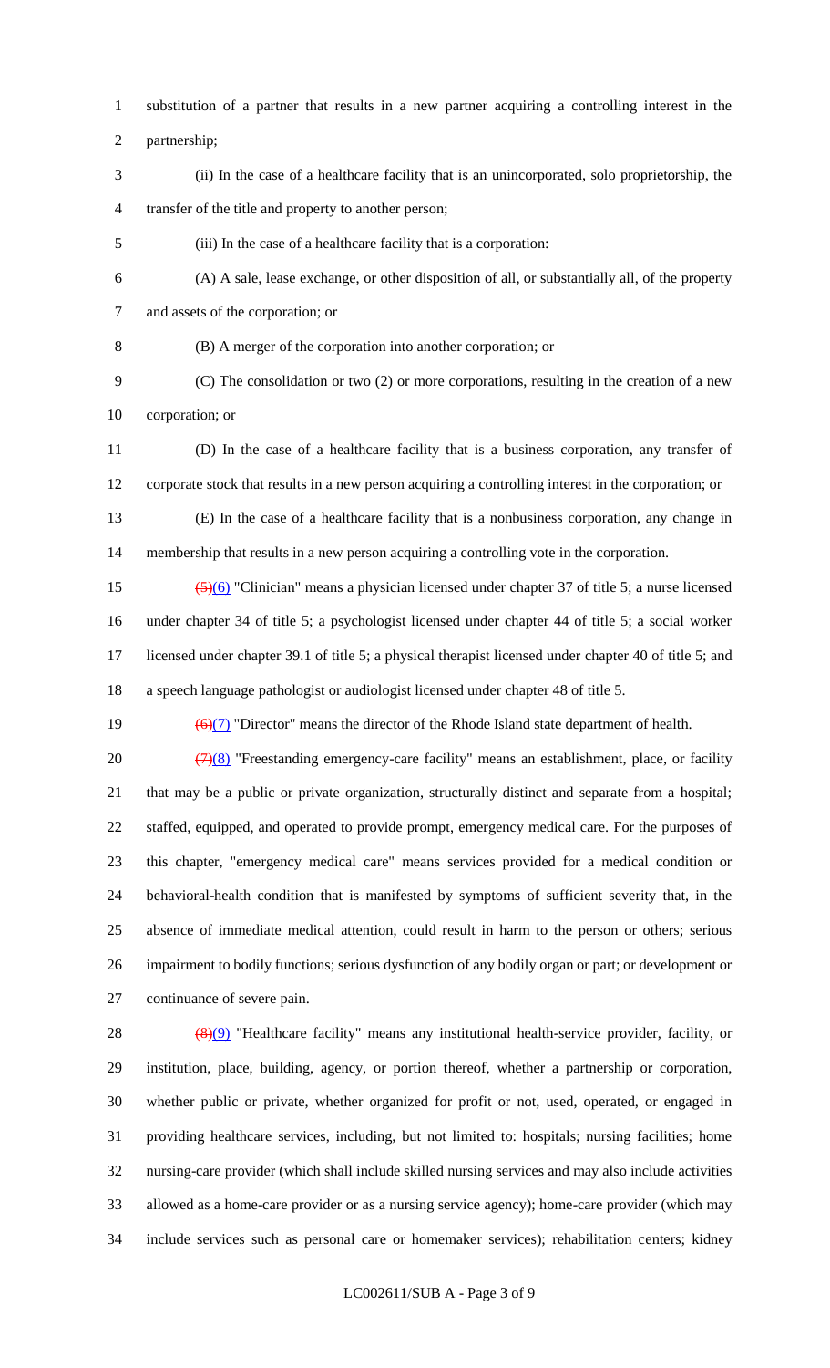substitution of a partner that results in a new partner acquiring a controlling interest in the partnership;

(ii) In the case of a healthcare facility that is an unincorporated, solo proprietorship, the transfer of the title and property to another person;

(iii) In the case of a healthcare facility that is a corporation:

(A) A sale, lease exchange, or other disposition of all, or substantially all, of the property and assets of the corporation; or

(B) A merger of the corporation into another corporation; or

(C) The consolidation or two (2) or more corporations, resulting in the creation of a new corporation; or

(D) In the case of a healthcare facility that is a business corporation, any transfer of corporate stock that results in a new person acquiring a controlling interest in the corporation; or

(E) In the case of a healthcare facility that is a nonbusiness corporation, any change in membership that results in a new person acquiring a controlling vote in the corporation.

~~(5)~~(6) "Clinician" means a physician licensed under chapter 37 of title 5; a nurse licensed under chapter 34 of title 5; a psychologist licensed under chapter 44 of title 5; a social worker licensed under chapter 39.1 of title 5; a physical therapist licensed under chapter 40 of title 5; and a speech language pathologist or audiologist licensed under chapter 48 of title 5.

~~(6)~~(7) "Director" means the director of the Rhode Island state department of health.

~~(7)~~(8) "Freestanding emergency-care facility" means an establishment, place, or facility that may be a public or private organization, structurally distinct and separate from a hospital; staffed, equipped, and operated to provide prompt, emergency medical care. For the purposes of this chapter, "emergency medical care" means services provided for a medical condition or behavioral-health condition that is manifested by symptoms of sufficient severity that, in the absence of immediate medical attention, could result in harm to the person or others; serious impairment to bodily functions; serious dysfunction of any bodily organ or part; or development or continuance of severe pain.

~~(8)~~(9) "Healthcare facility" means any institutional health-service provider, facility, or institution, place, building, agency, or portion thereof, whether a partnership or corporation, whether public or private, whether organized for profit or not, used, operated, or engaged in providing healthcare services, including, but not limited to: hospitals; nursing facilities; home nursing-care provider (which shall include skilled nursing services and may also include activities allowed as a home-care provider or as a nursing service agency); home-care provider (which may include services such as personal care or homemaker services); rehabilitation centers; kidney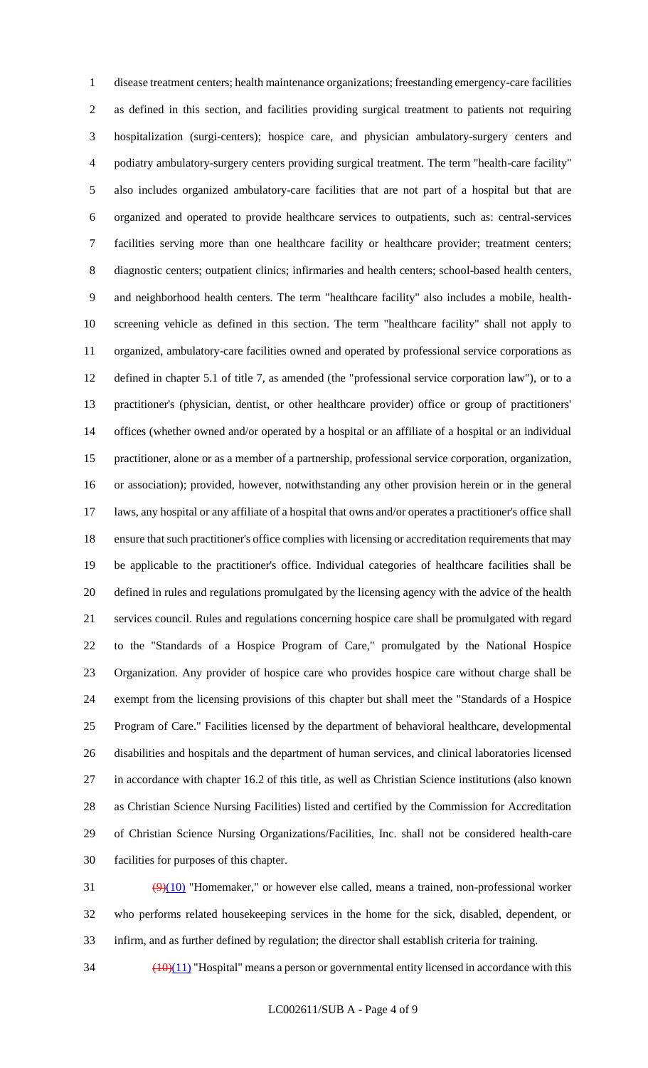disease treatment centers; health maintenance organizations; freestanding emergency-care facilities as defined in this section, and facilities providing surgical treatment to patients not requiring hospitalization (surgi-centers); hospice care, and physician ambulatory-surgery centers and podiatry ambulatory-surgery centers providing surgical treatment. The term "health-care facility" also includes organized ambulatory-care facilities that are not part of a hospital but that are organized and operated to provide healthcare services to outpatients, such as: central-services facilities serving more than one healthcare facility or healthcare provider; treatment centers; diagnostic centers; outpatient clinics; infirmaries and health centers; school-based health centers, and neighborhood health centers. The term "healthcare facility" also includes a mobile, health-screening vehicle as defined in this section. The term "healthcare facility" shall not apply to organized, ambulatory-care facilities owned and operated by professional service corporations as defined in chapter 5.1 of title 7, as amended (the "professional service corporation law"), or to a practitioner's (physician, dentist, or other healthcare provider) office or group of practitioners' offices (whether owned and/or operated by a hospital or an affiliate of a hospital or an individual practitioner, alone or as a member of a partnership, professional service corporation, organization, or association); provided, however, notwithstanding any other provision herein or in the general laws, any hospital or any affiliate of a hospital that owns and/or operates a practitioner's office shall ensure that such practitioner's office complies with licensing or accreditation requirements that may be applicable to the practitioner's office. Individual categories of healthcare facilities shall be defined in rules and regulations promulgated by the licensing agency with the advice of the health services council. Rules and regulations concerning hospice care shall be promulgated with regard to the "Standards of a Hospice Program of Care," promulgated by the National Hospice Organization. Any provider of hospice care who provides hospice care without charge shall be exempt from the licensing provisions of this chapter but shall meet the "Standards of a Hospice Program of Care." Facilities licensed by the department of behavioral healthcare, developmental disabilities and hospitals and the department of human services, and clinical laboratories licensed in accordance with chapter 16.2 of this title, as well as Christian Science institutions (also known as Christian Science Nursing Facilities) listed and certified by the Commission for Accreditation of Christian Science Nursing Organizations/Facilities, Inc. shall not be considered health-care facilities for purposes of this chapter.

~~(9)~~(10) "Homemaker," or however else called, means a trained, non-professional worker who performs related housekeeping services in the home for the sick, disabled, dependent, or infirm, and as further defined by regulation; the director shall establish criteria for training.

~~(10)~~(11) "Hospital" means a person or governmental entity licensed in accordance with this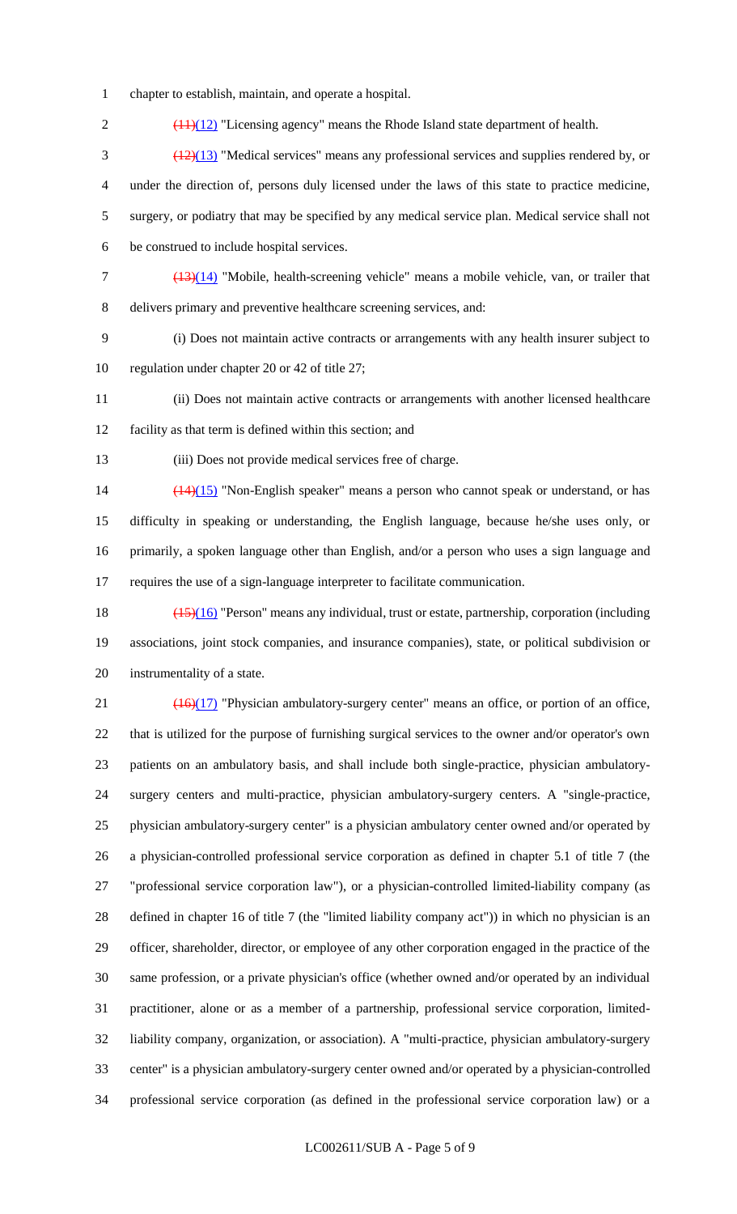chapter to establish, maintain, and operate a hospital.

~~(11)~~(12) "Licensing agency" means the Rhode Island state department of health.

~~(12)~~(13) "Medical services" means any professional services and supplies rendered by, or under the direction of, persons duly licensed under the laws of this state to practice medicine, surgery, or podiatry that may be specified by any medical service plan. Medical service shall not be construed to include hospital services.

~~(13)~~(14) "Mobile, health-screening vehicle" means a mobile vehicle, van, or trailer that delivers primary and preventive healthcare screening services, and:

(i) Does not maintain active contracts or arrangements with any health insurer subject to regulation under chapter 20 or 42 of title 27;

(ii) Does not maintain active contracts or arrangements with another licensed healthcare facility as that term is defined within this section; and

(iii) Does not provide medical services free of charge.

~~(14)~~(15) "Non-English speaker" means a person who cannot speak or understand, or has difficulty in speaking or understanding, the English language, because he/she uses only, or primarily, a spoken language other than English, and/or a person who uses a sign language and requires the use of a sign-language interpreter to facilitate communication.

~~(15)~~(16) "Person" means any individual, trust or estate, partnership, corporation (including associations, joint stock companies, and insurance companies), state, or political subdivision or instrumentality of a state.

~~(16)~~(17) "Physician ambulatory-surgery center" means an office, or portion of an office, that is utilized for the purpose of furnishing surgical services to the owner and/or operator's own patients on an ambulatory basis, and shall include both single-practice, physician ambulatory-surgery centers and multi-practice, physician ambulatory-surgery centers. A "single-practice, physician ambulatory-surgery center" is a physician ambulatory center owned and/or operated by a physician-controlled professional service corporation as defined in chapter 5.1 of title 7 (the "professional service corporation law"), or a physician-controlled limited-liability company (as defined in chapter 16 of title 7 (the "limited liability company act")) in which no physician is an officer, shareholder, director, or employee of any other corporation engaged in the practice of the same profession, or a private physician's office (whether owned and/or operated by an individual practitioner, alone or as a member of a partnership, professional service corporation, limited-liability company, organization, or association). A "multi-practice, physician ambulatory-surgery center" is a physician ambulatory-surgery center owned and/or operated by a physician-controlled professional service corporation (as defined in the professional service corporation law) or a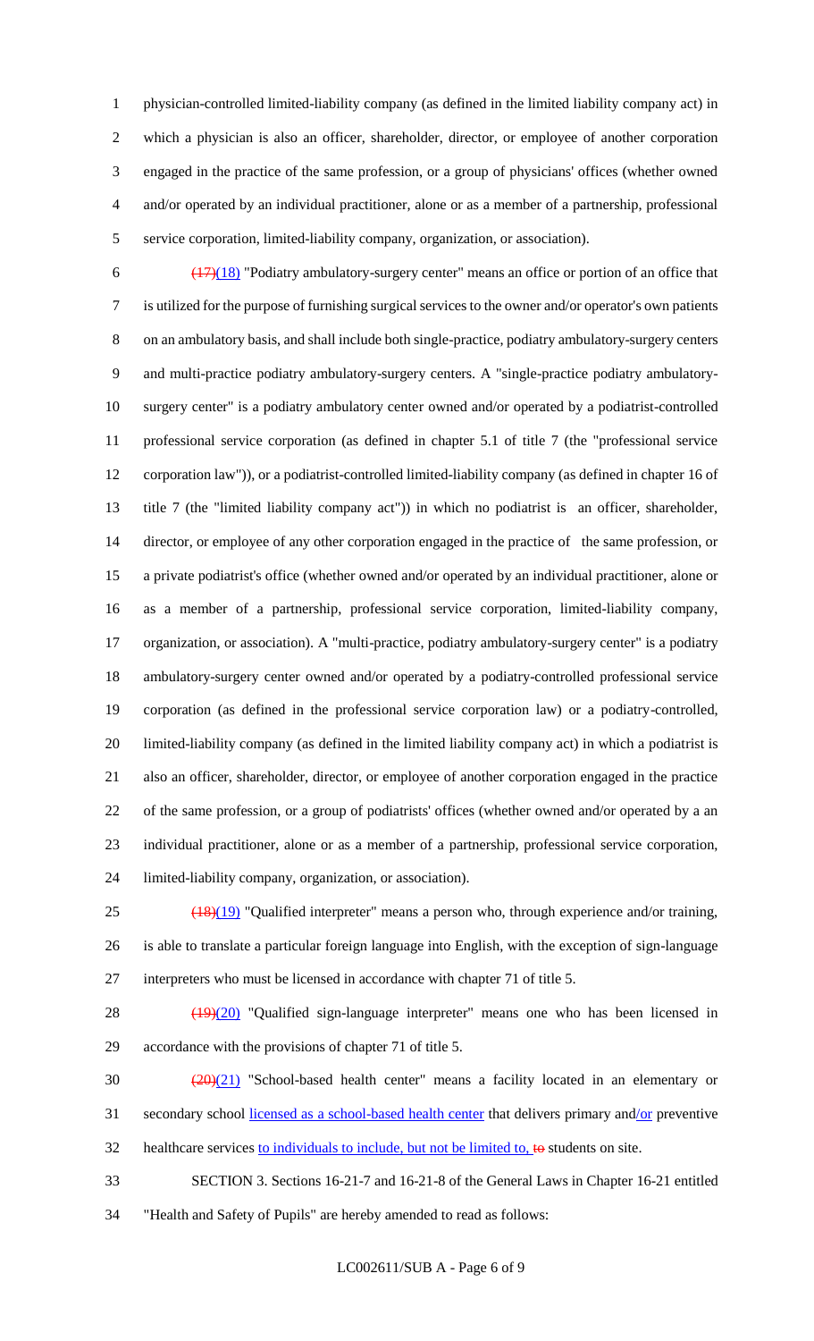physician-controlled limited-liability company (as defined in the limited liability company act) in which a physician is also an officer, shareholder, director, or employee of another corporation engaged in the practice of the same profession, or a group of physicians' offices (whether owned and/or operated by an individual practitioner, alone or as a member of a partnership, professional service corporation, limited-liability company, organization, or association).

~~(17)~~(18) "Podiatry ambulatory-surgery center" means an office or portion of an office that is utilized for the purpose of furnishing surgical services to the owner and/or operator's own patients on an ambulatory basis, and shall include both single-practice, podiatry ambulatory-surgery centers and multi-practice podiatry ambulatory-surgery centers. A "single-practice podiatry ambulatory-surgery center" is a podiatry ambulatory center owned and/or operated by a podiatrist-controlled professional service corporation (as defined in chapter 5.1 of title 7 (the "professional service corporation law")), or a podiatrist-controlled limited-liability company (as defined in chapter 16 of title 7 (the "limited liability company act")) in which no podiatrist is an officer, shareholder, director, or employee of any other corporation engaged in the practice of the same profession, or a private podiatrist's office (whether owned and/or operated by an individual practitioner, alone or as a member of a partnership, professional service corporation, limited-liability company, organization, or association). A "multi-practice, podiatry ambulatory-surgery center" is a podiatry ambulatory-surgery center owned and/or operated by a podiatry-controlled professional service corporation (as defined in the professional service corporation law) or a podiatry-controlled, limited-liability company (as defined in the limited liability company act) in which a podiatrist is also an officer, shareholder, director, or employee of another corporation engaged in the practice of the same profession, or a group of podiatrists' offices (whether owned and/or operated by a an individual practitioner, alone or as a member of a partnership, professional service corporation, limited-liability company, organization, or association).

~~(18)~~(19) "Qualified interpreter" means a person who, through experience and/or training, is able to translate a particular foreign language into English, with the exception of sign-language interpreters who must be licensed in accordance with chapter 71 of title 5.

~~(19)~~(20) "Qualified sign-language interpreter" means one who has been licensed in accordance with the provisions of chapter 71 of title 5.

~~(20)~~(21) "School-based health center" means a facility located in an elementary or secondary school licensed as a school-based health center that delivers primary and/or preventive healthcare services to individuals to include, but not be limited to, ~~to~~ students on site.

SECTION 3. Sections 16-21-7 and 16-21-8 of the General Laws in Chapter 16-21 entitled "Health and Safety of Pupils" are hereby amended to read as follows: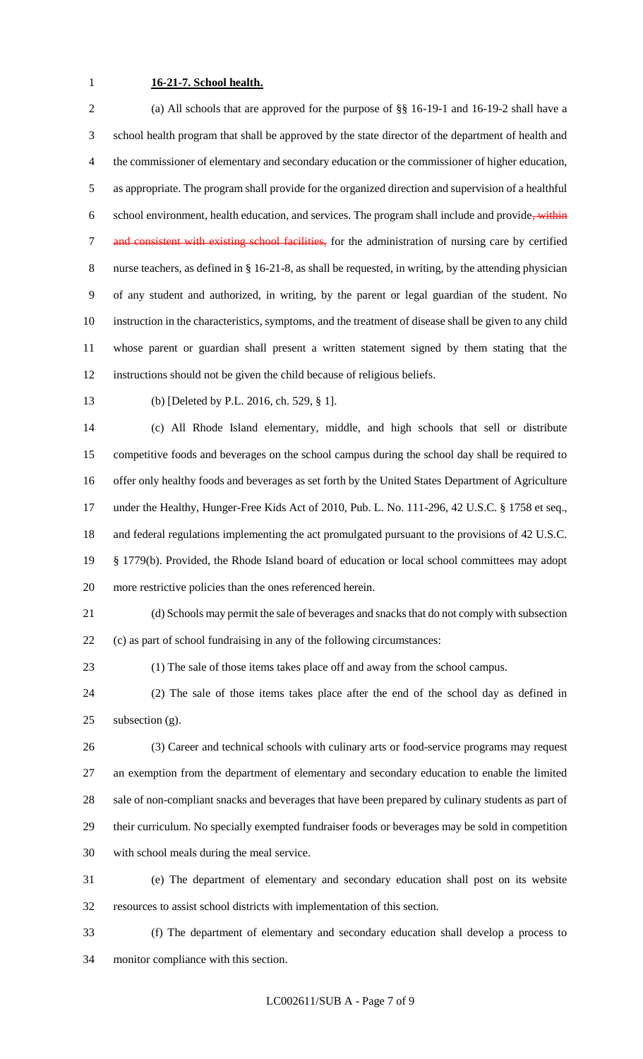**16-21-7. School health.**

(a) All schools that are approved for the purpose of §§ 16-19-1 and 16-19-2 shall have a school health program that shall be approved by the state director of the department of health and the commissioner of elementary and secondary education or the commissioner of higher education, as appropriate. The program shall provide for the organized direction and supervision of a healthful school environment, health education, and services. The program shall include and provide~~, within and consistent with existing school facilities,~~ for the administration of nursing care by certified nurse teachers, as defined in § 16-21-8, as shall be requested, in writing, by the attending physician of any student and authorized, in writing, by the parent or legal guardian of the student. No instruction in the characteristics, symptoms, and the treatment of disease shall be given to any child whose parent or guardian shall present a written statement signed by them stating that the instructions should not be given the child because of religious beliefs.

(b) [Deleted by P.L. 2016, ch. 529, § 1].

(c) All Rhode Island elementary, middle, and high schools that sell or distribute competitive foods and beverages on the school campus during the school day shall be required to offer only healthy foods and beverages as set forth by the United States Department of Agriculture under the Healthy, Hunger-Free Kids Act of 2010, Pub. L. No. 111-296, 42 U.S.C. § 1758 et seq., and federal regulations implementing the act promulgated pursuant to the provisions of 42 U.S.C. § 1779(b). Provided, the Rhode Island board of education or local school committees may adopt more restrictive policies than the ones referenced herein.

(d) Schools may permit the sale of beverages and snacks that do not comply with subsection (c) as part of school fundraising in any of the following circumstances:

(1) The sale of those items takes place off and away from the school campus.

(2) The sale of those items takes place after the end of the school day as defined in subsection (g).

(3) Career and technical schools with culinary arts or food-service programs may request an exemption from the department of elementary and secondary education to enable the limited sale of non-compliant snacks and beverages that have been prepared by culinary students as part of their curriculum. No specially exempted fundraiser foods or beverages may be sold in competition with school meals during the meal service.

(e) The department of elementary and secondary education shall post on its website resources to assist school districts with implementation of this section.

(f) The department of elementary and secondary education shall develop a process to monitor compliance with this section.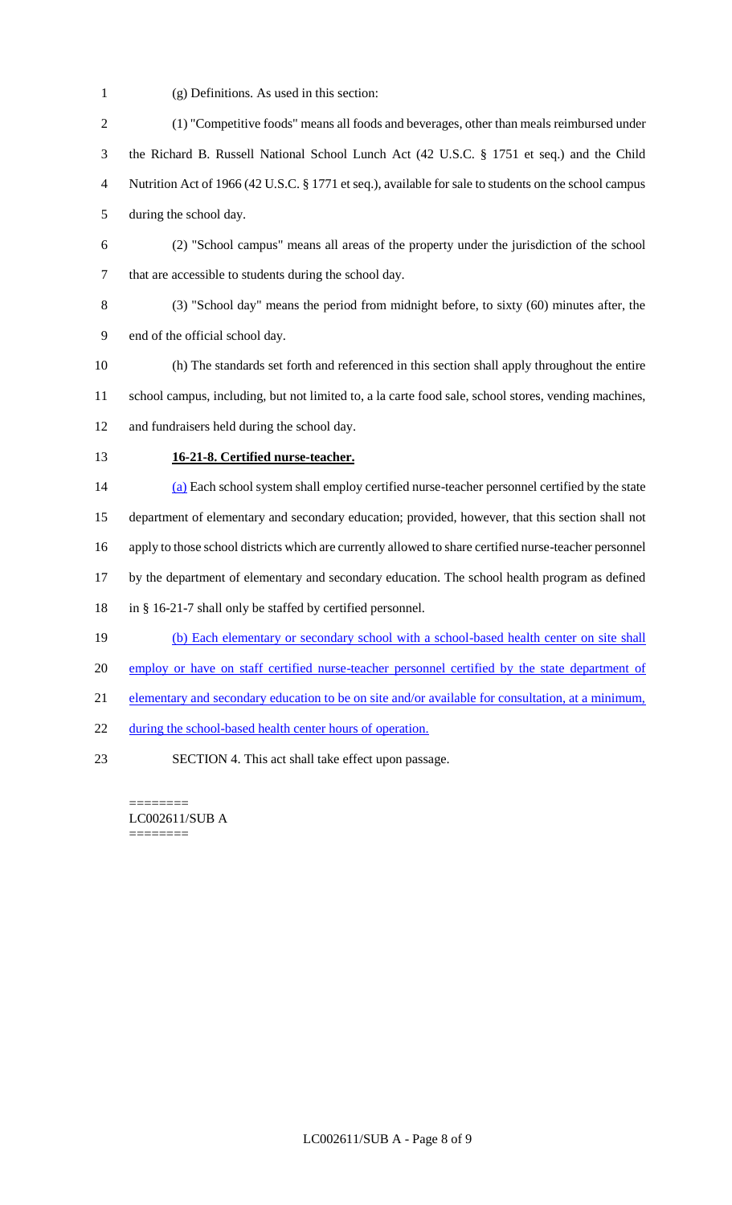(g) Definitions. As used in this section:

(1) "Competitive foods" means all foods and beverages, other than meals reimbursed under the Richard B. Russell National School Lunch Act (42 U.S.C. § 1751 et seq.) and the Child Nutrition Act of 1966 (42 U.S.C. § 1771 et seq.), available for sale to students on the school campus during the school day.

(2) "School campus" means all areas of the property under the jurisdiction of the school that are accessible to students during the school day.

(3) "School day" means the period from midnight before, to sixty (60) minutes after, the end of the official school day.

(h) The standards set forth and referenced in this section shall apply throughout the entire school campus, including, but not limited to, a la carte food sale, school stores, vending machines, and fundraisers held during the school day.

**16-21-8. Certified nurse-teacher.**

(a) Each school system shall employ certified nurse-teacher personnel certified by the state department of elementary and secondary education; provided, however, that this section shall not apply to those school districts which are currently allowed to share certified nurse-teacher personnel by the department of elementary and secondary education. The school health program as defined in § 16-21-7 shall only be staffed by certified personnel.

(b) Each elementary or secondary school with a school-based health center on site shall employ or have on staff certified nurse-teacher personnel certified by the state department of elementary and secondary education to be on site and/or available for consultation, at a minimum, during the school-based health center hours of operation.

SECTION 4. This act shall take effect upon passage.

========
LC002611/SUB A
========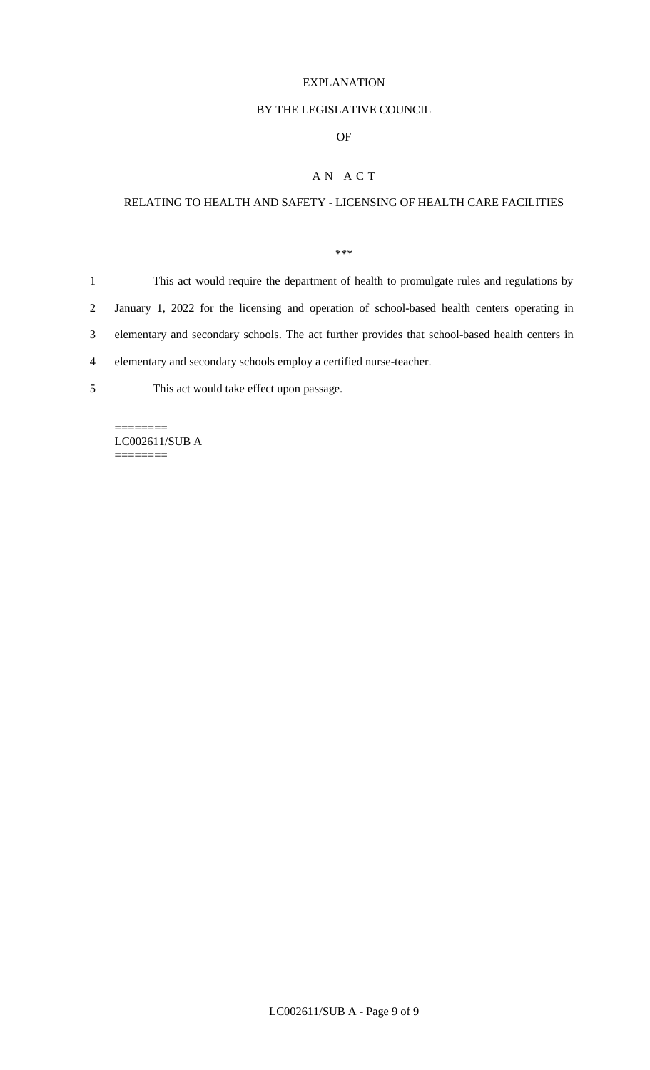EXPLANATION

BY THE LEGISLATIVE COUNCIL

OF

A N A C T

RELATING TO HEALTH AND SAFETY - LICENSING OF HEALTH CARE FACILITIES

\*\*\*

1 This act would require the department of health to promulgate rules and regulations by
2 January 1, 2022 for the licensing and operation of school-based health centers operating in
3 elementary and secondary schools. The act further provides that school-based health centers in
4 elementary and secondary schools employ a certified nurse-teacher.
5 This act would take effect upon passage.

========
LC002611/SUB A
========